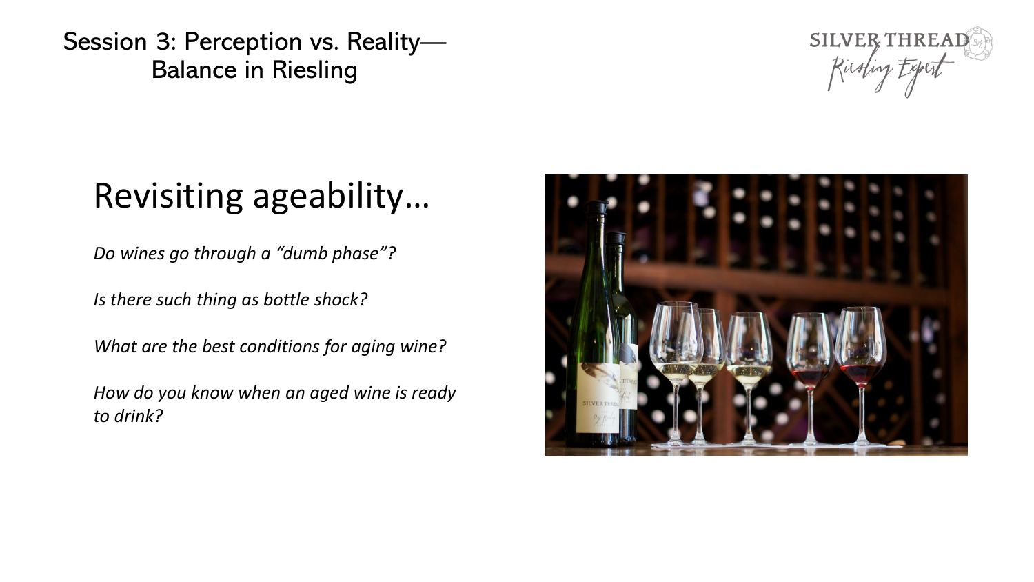# Session 3: Perception vs. Reality—Balance in Riesling

## Revisiting ageability…

*Do wines go through a "dumb phase"?*

*Is there such thing as bottle shock?*

*What are the best conditions for aging wine?*

*How do you know when an aged wine is ready to drink?*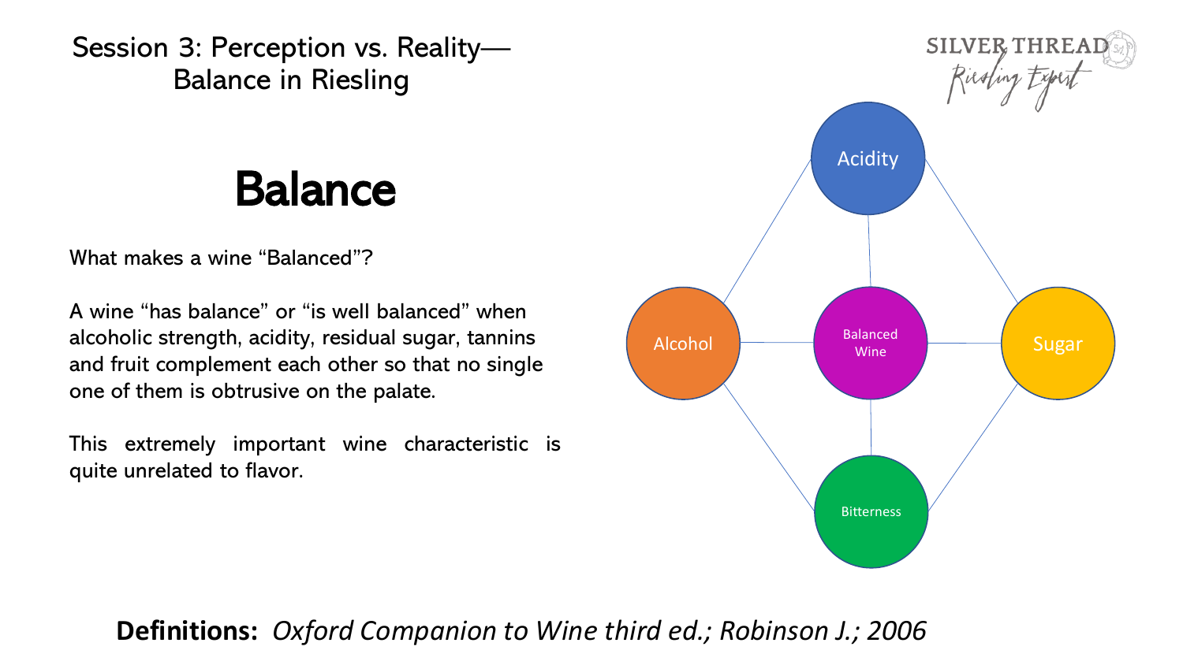# Session 3: Perception vs. Reality—Balance in Riesling

## Balance

What makes a wine "Balanced"?

A wine "has balance" or "is well balanced" when alcoholic strength, acidity, residual sugar, tannins and fruit complement each other so that no single one of them is obtrusive on the palate.

This extremely important wine characteristic is quite unrelated to flavor.

Acidity

Alcohol

Balanced Wine

Sugar

Bitterness

**Definitions:** *Oxford Companion to Wine third ed.; Robinson J.; 2006*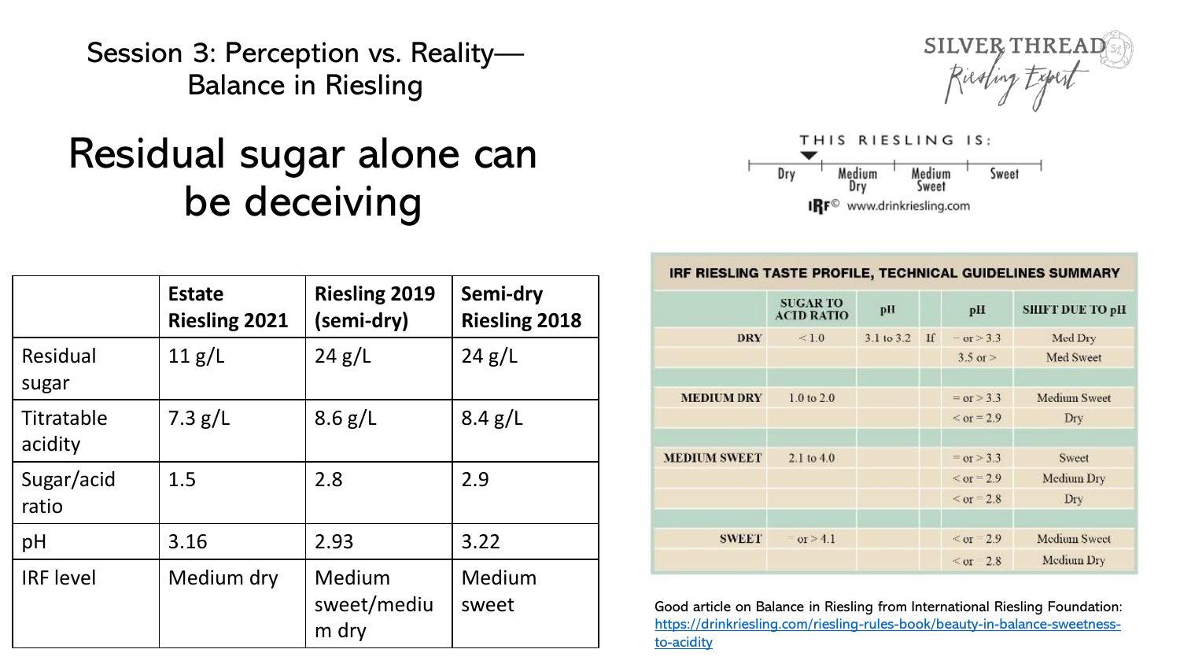## Session 3: Perception vs. Reality— Balance in Riesling

SILVER THREAD

Riesling Expert

# Residual sugar alone can be deceiving

THIS RIESLING IS:

Dry | Medium Dry | Medium Sweet | Sweet

IRF© www.drinkriesling.com

| | Estate Riesling 2021 | Riesling 2019 (semi-dry) | Semi-dry Riesling 2018 |
|---|---|---|---|
| Residual sugar | 11 g/L | 24 g/L | 24 g/L |
| Titratable acidity | 7.3 g/L | 8.6 g/L | 8.4 g/L |
| Sugar/acid ratio | 1.5 | 2.8 | 2.9 |
| pH | 3.16 | 2.93 | 3.22 |
| IRF level | Medium dry | Medium sweet/medium dry | Medium sweet |

**IRF RIESLING TASTE PROFILE, TECHNICAL GUIDELINES SUMMARY**

| | SUGAR TO ACID RATIO | pH | | pH | SHIFT DUE TO pH |
|---|---|---|---|---|---|
| DRY | < 1.0 | 3.1 to 3.2 | If | = or > 3.3 | Med Dry |
| | | | | 3.5 or > | Med Sweet |
| MEDIUM DRY | 1.0 to 2.0 | | | = or > 3.3 | Medium Sweet |
| | | | | < or = 2.9 | Dry |
| MEDIUM SWEET | 2.1 to 4.0 | | | = or > 3.3 | Sweet |
| | | | | < or = 2.9 | Medium Dry |
| | | | | < or = 2.8 | Dry |
| SWEET | = or > 4.1 | | | < or = 2.9 | Medium Sweet |
| | | | | < or = 2.8 | Medium Dry |

Good article on Balance in Riesling from International Riesling Foundation: [https://drinkriesling.com/riesling-rules-book/beauty-in-balance-sweetness-to-acidity](https://drinkriesling.com/riesling-rules-book/beauty-in-balance-sweetness-to-acidity)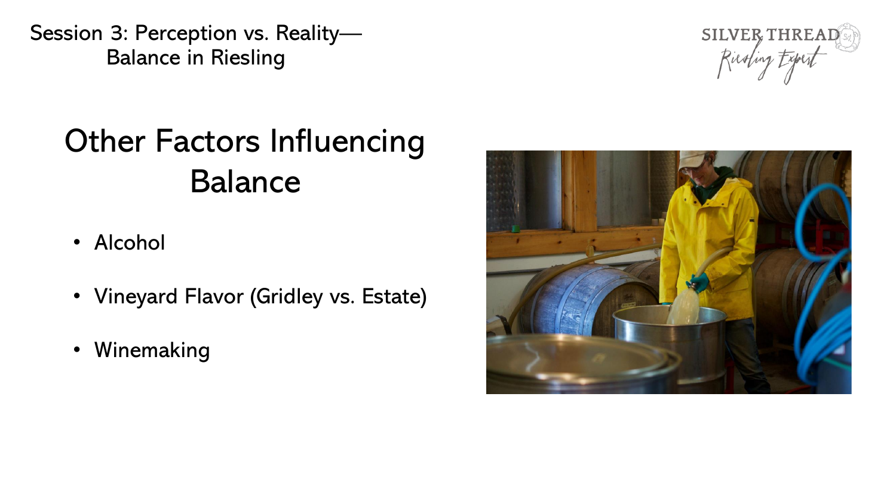Session 3: Perception vs. Reality—
Balance in Riesling

# Other Factors Influencing Balance

- Alcohol
- Vineyard Flavor (Gridley vs. Estate)
- Winemaking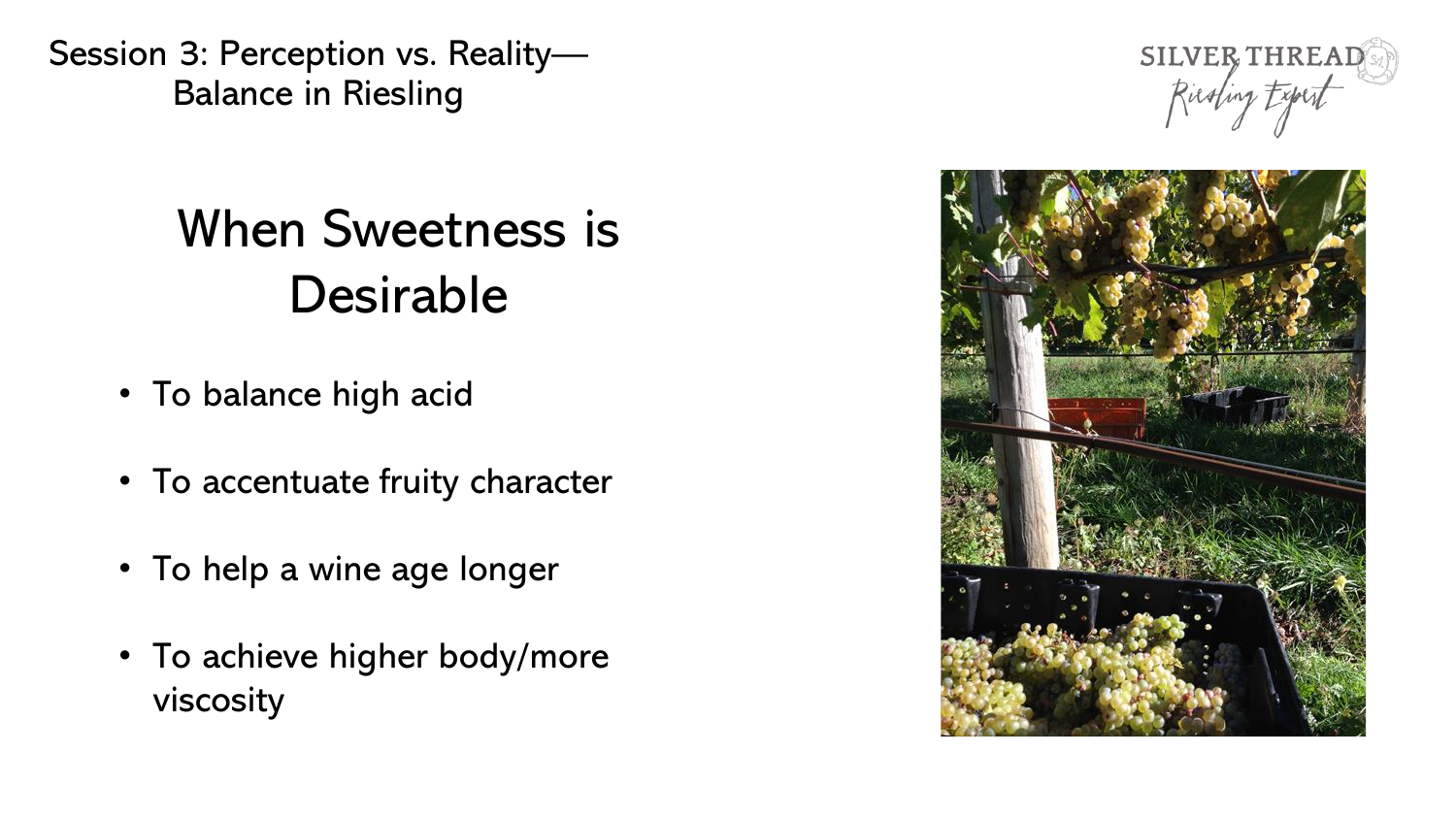Session 3: Perception vs. Reality—
Balance in Riesling

# When Sweetness is Desirable

- To balance high acid
- To accentuate fruity character
- To help a wine age longer
- To achieve higher body/more viscosity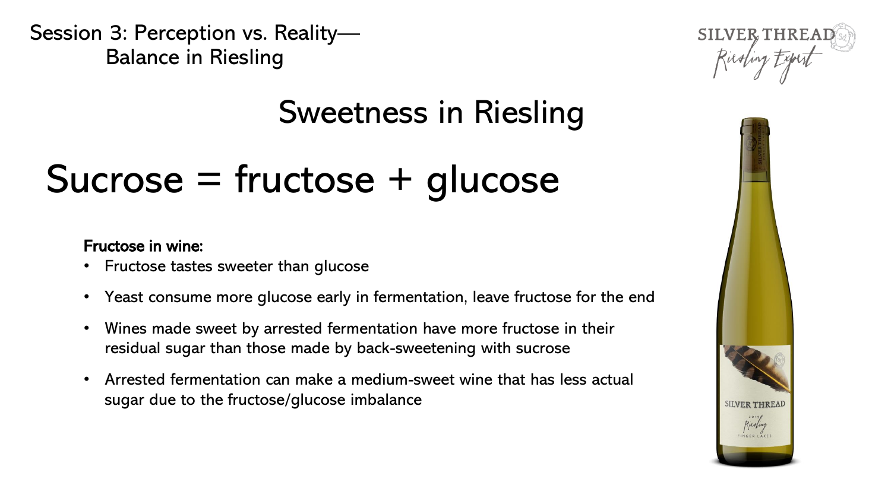# Session 3: Perception vs. Reality—Balance in Riesling

## Sweetness in Riesling

### Sucrose = fructose + glucose

**Fructose in wine:**

- Fructose tastes sweeter than glucose
- Yeast consume more glucose early in fermentation, leave fructose for the end
- Wines made sweet by arrested fermentation have more fructose in their residual sugar than those made by back-sweetening with sucrose
- Arrested fermentation can make a medium-sweet wine that has less actual sugar due to the fructose/glucose imbalance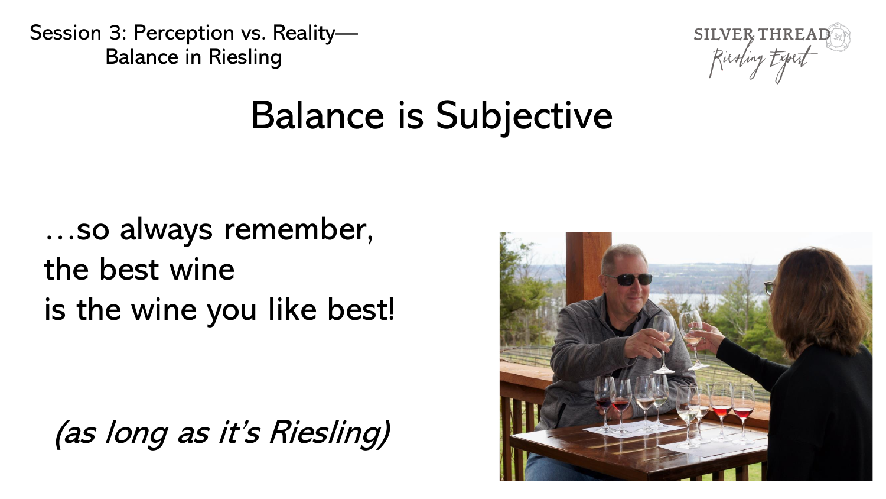Session 3: Perception vs. Reality—
Balance in Riesling

# Balance is Subjective

…so always remember,
the best wine
is the wine you like best!

*(as long as it's Riesling)*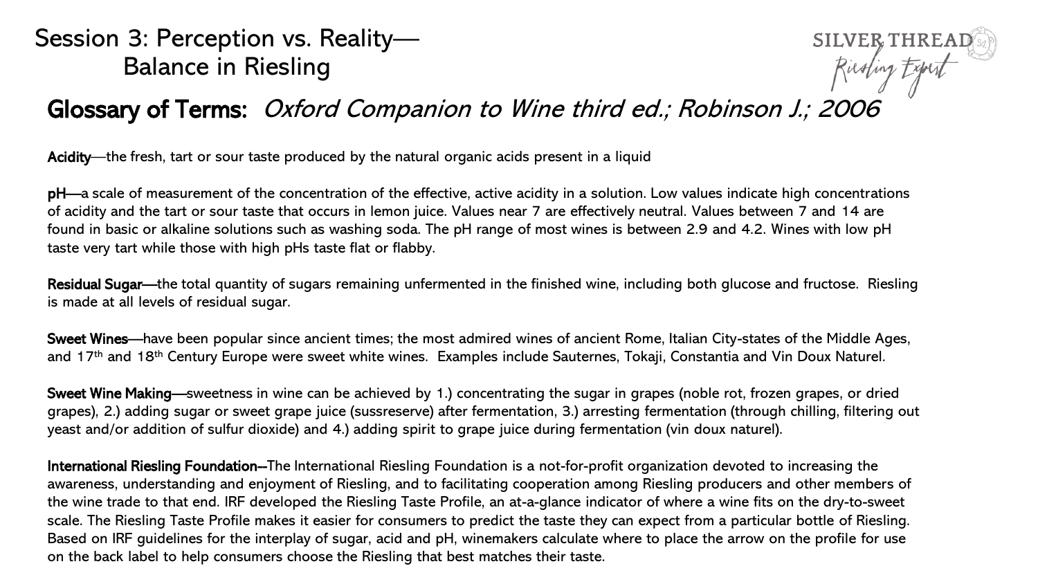# Session 3: Perception vs. Reality— Balance in Riesling

## Glossary of Terms: *Oxford Companion to Wine third ed.; Robinson J.; 2006*

**Acidity**—the fresh, tart or sour taste produced by the natural organic acids present in a liquid

**pH**—a scale of measurement of the concentration of the effective, active acidity in a solution. Low values indicate high concentrations of acidity and the tart or sour taste that occurs in lemon juice. Values near 7 are effectively neutral. Values between 7 and 14 are found in basic or alkaline solutions such as washing soda. The pH range of most wines is between 2.9 and 4.2. Wines with low pH taste very tart while those with high pHs taste flat or flabby.

**Residual Sugar**—the total quantity of sugars remaining unfermented in the finished wine, including both glucose and fructose. Riesling is made at all levels of residual sugar.

**Sweet Wines**—have been popular since ancient times; the most admired wines of ancient Rome, Italian City-states of the Middle Ages, and 17th and 18th Century Europe were sweet white wines. Examples include Sauternes, Tokaji, Constantia and Vin Doux Naturel.

**Sweet Wine Making**—sweetness in wine can be achieved by 1.) concentrating the sugar in grapes (noble rot, frozen grapes, or dried grapes), 2.) adding sugar or sweet grape juice (sussreserve) after fermentation, 3.) arresting fermentation (through chilling, filtering out yeast and/or addition of sulfur dioxide) and 4.) adding spirit to grape juice during fermentation (vin doux naturel).

**International Riesling Foundation**--The International Riesling Foundation is a not-for-profit organization devoted to increasing the awareness, understanding and enjoyment of Riesling, and to facilitating cooperation among Riesling producers and other members of the wine trade to that end. IRF developed the Riesling Taste Profile, an at-a-glance indicator of where a wine fits on the dry-to-sweet scale. The Riesling Taste Profile makes it easier for consumers to predict the taste they can expect from a particular bottle of Riesling. Based on IRF guidelines for the interplay of sugar, acid and pH, winemakers calculate where to place the arrow on the profile for use on the back label to help consumers choose the Riesling that best matches their taste.